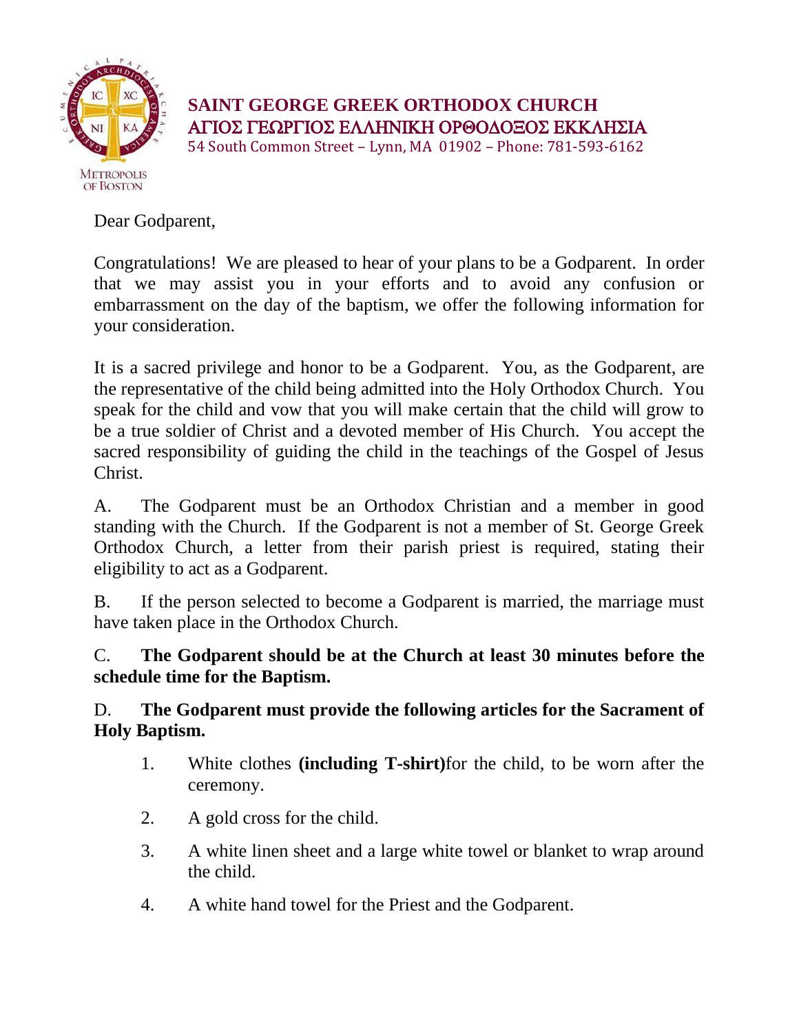**SAINT GEORGE GREEK ORTHODOX CHURCH**
**ΑΓΙΟΣ ΓΕΩΡΓΙΟΣ ΕΛΛΗΝΙΚΗ ΟΡΘΟΔΟΞΟΣ ΕΚΚΛΗΣΙΑ**
54 South Common Street – Lynn, MA 01902 – Phone: 781-593-6162

METROPOLIS OF BOSTON

Dear Godparent,

Congratulations! We are pleased to hear of your plans to be a Godparent. In order that we may assist you in your efforts and to avoid any confusion or embarrassment on the day of the baptism, we offer the following information for your consideration.

It is a sacred privilege and honor to be a Godparent. You, as the Godparent, are the representative of the child being admitted into the Holy Orthodox Church. You speak for the child and vow that you will make certain that the child will grow to be a true soldier of Christ and a devoted member of His Church. You accept the sacred responsibility of guiding the child in the teachings of the Gospel of Jesus Christ.

A. The Godparent must be an Orthodox Christian and a member in good standing with the Church. If the Godparent is not a member of St. George Greek Orthodox Church, a letter from their parish priest is required, stating their eligibility to act as a Godparent.

B. If the person selected to become a Godparent is married, the marriage must have taken place in the Orthodox Church.

C. **The Godparent should be at the Church at least 30 minutes before the schedule time for the Baptism.**

D. **The Godparent must provide the following articles for the Sacrament of Holy Baptism.**

1. White clothes **(including T-shirt)** for the child, to be worn after the ceremony.
2. A gold cross for the child.
3. A white linen sheet and a large white towel or blanket to wrap around the child.
4. A white hand towel for the Priest and the Godparent.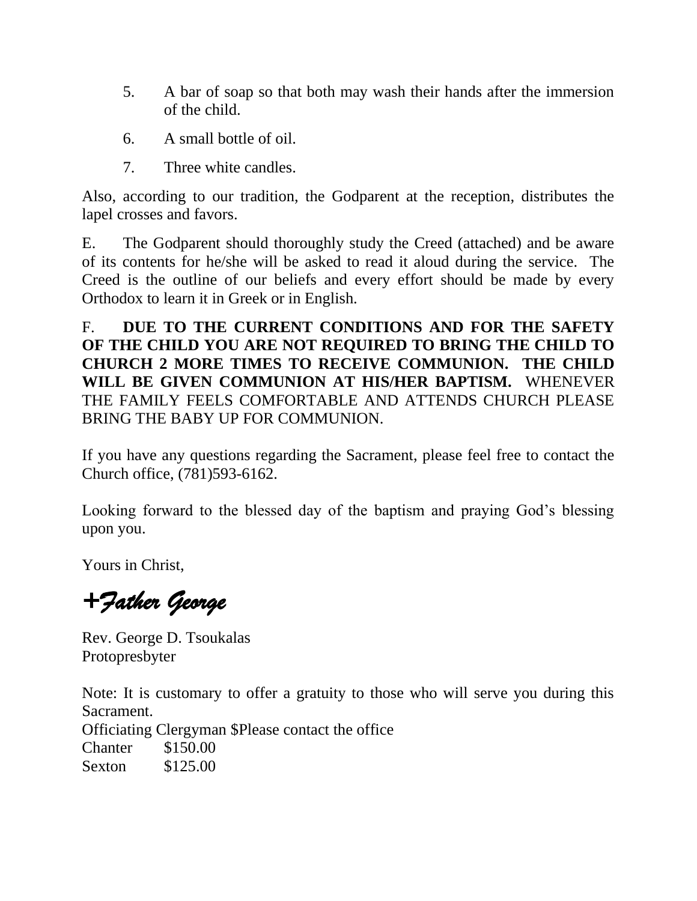5. A bar of soap so that both may wash their hands after the immersion of the child.

6. A small bottle of oil.

7. Three white candles.

Also, according to our tradition, the Godparent at the reception, distributes the lapel crosses and favors.

E. The Godparent should thoroughly study the Creed (attached) and be aware of its contents for he/she will be asked to read it aloud during the service. The Creed is the outline of our beliefs and every effort should be made by every Orthodox to learn it in Greek or in English.

F. **DUE TO THE CURRENT CONDITIONS AND FOR THE SAFETY OF THE CHILD YOU ARE NOT REQUIRED TO BRING THE CHILD TO CHURCH 2 MORE TIMES TO RECEIVE COMMUNION. THE CHILD WILL BE GIVEN COMMUNION AT HIS/HER BAPTISM.** WHENEVER THE FAMILY FEELS COMFORTABLE AND ATTENDS CHURCH PLEASE BRING THE BABY UP FOR COMMUNION.

If you have any questions regarding the Sacrament, please feel free to contact the Church office, (781)593-6162.

Looking forward to the blessed day of the baptism and praying God's blessing upon you.

Yours in Christ,

*+Father George*

Rev. George D. Tsoukalas
Protopresbyter

Note: It is customary to offer a gratuity to those who will serve you during this Sacrament.
Officiating Clergyman $Please contact the office
Chanter $150.00
Sexton $125.00